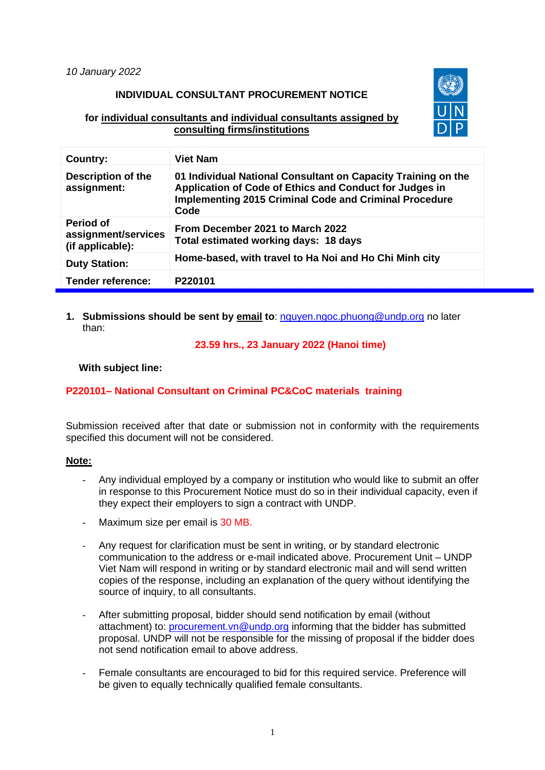*10 January 2022*

**INDIVIDUAL CONSULTANT PROCUREMENT NOTICE**

**for individual consultants and individual consultants assigned by consulting firms/institutions**

| | |
|---|---|
| **Country:** | **Viet Nam** |
| **Description of the assignment:** | **01 Individual National Consultant on Capacity Training on the Application of Code of Ethics and Conduct for Judges in Implementing 2015 Criminal Code and Criminal Procedure Code** |
| **Period of assignment/services (if applicable):** | **From December 2021 to March 2022**<br>**Total estimated working days: 18 days** |
| **Duty Station:** | **Home-based, with travel to Ha Noi and Ho Chi Minh city** |
| **Tender reference:** | **P220101** |

1. **Submissions should be sent by email to**: nguyen.ngoc.phuong@undp.org no later than:

**23.59 hrs., 23 January 2022 (Hanoi time)**

**With subject line:**

**P220101– National Consultant on Criminal PC&CoC materials training**

Submission received after that date or submission not in conformity with the requirements specified this document will not be considered.

**Note:**

- Any individual employed by a company or institution who would like to submit an offer in response to this Procurement Notice must do so in their individual capacity, even if they expect their employers to sign a contract with UNDP.
- Maximum size per email is 30 MB.
- Any request for clarification must be sent in writing, or by standard electronic communication to the address or e-mail indicated above. Procurement Unit – UNDP Viet Nam will respond in writing or by standard electronic mail and will send written copies of the response, including an explanation of the query without identifying the source of inquiry, to all consultants.
- After submitting proposal, bidder should send notification by email (without attachment) to: procurement.vn@undp.org informing that the bidder has submitted proposal. UNDP will not be responsible for the missing of proposal if the bidder does not send notification email to above address.
- Female consultants are encouraged to bid for this required service. Preference will be given to equally technically qualified female consultants.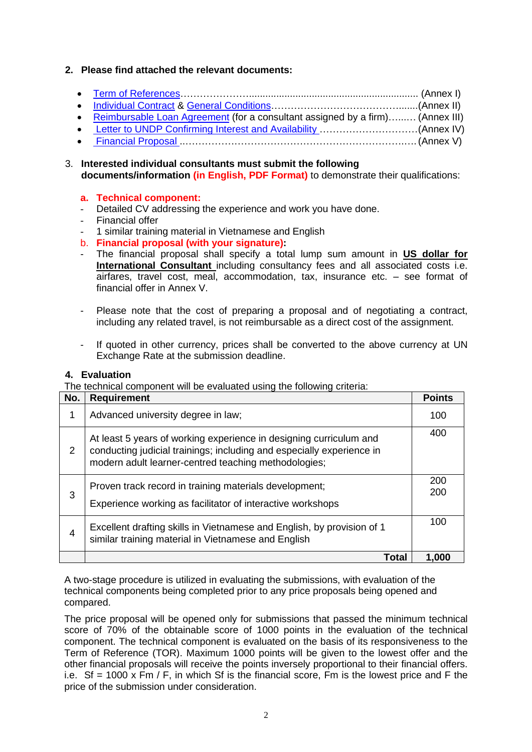2. **Please find attached the relevant documents:**

- Term of References…………………................................................................ (Annex I)
- Individual Contract & General Conditions……………………………….........(Annex II)
- Reimbursable Loan Agreement (for a consultant assigned by a firm)…..…. (Annex III)
- Letter to UNDP Confirming Interest and Availability …………………………(Annex IV)
- Financial Proposal ..…………………………………………………………….(Annex V)

3. **Interested individual consultants must submit the following documents/information (in English, PDF Format)** to demonstrate their qualifications:

   **a. Technical component:**
   - Detailed CV addressing the experience and work you have done.
   - Financial offer
   - 1 similar training material in Vietnamese and English

   **b. Financial proposal (with your signature):**
   - The financial proposal shall specify a total lump sum amount in **US dollar for International Consultant** including consultancy fees and all associated costs i.e. airfares, travel cost, meal, accommodation, tax, insurance etc. – see format of financial offer in Annex V.
   - Please note that the cost of preparing a proposal and of negotiating a contract, including any related travel, is not reimbursable as a direct cost of the assignment.
   - If quoted in other currency, prices shall be converted to the above currency at UN Exchange Rate at the submission deadline.

4. **Evaluation**

The technical component will be evaluated using the following criteria:

| No. | Requirement | Points |
|---|---|---|
| 1 | Advanced university degree in law; | 100 |
| 2 | At least 5 years of working experience in designing curriculum and conducting judicial trainings; including and especially experience in modern adult learner-centred teaching methodologies; | 400 |
| 3 | Proven track record in training materials development;<br>Experience working as facilitator of interactive workshops | 200<br>200 |
| 4 | Excellent drafting skills in Vietnamese and English, by provision of 1 similar training material in Vietnamese and English | 100 |
| | **Total** | **1,000** |

A two-stage procedure is utilized in evaluating the submissions, with evaluation of the technical components being completed prior to any price proposals being opened and compared.

The price proposal will be opened only for submissions that passed the minimum technical score of 70% of the obtainable score of 1000 points in the evaluation of the technical component. The technical component is evaluated on the basis of its responsiveness to the Term of Reference (TOR). Maximum 1000 points will be given to the lowest offer and the other financial proposals will receive the points inversely proportional to their financial offers. i.e. $Sf = 1000 \times Fm / F$, in which Sf is the financial score, Fm is the lowest price and F the price of the submission under consideration.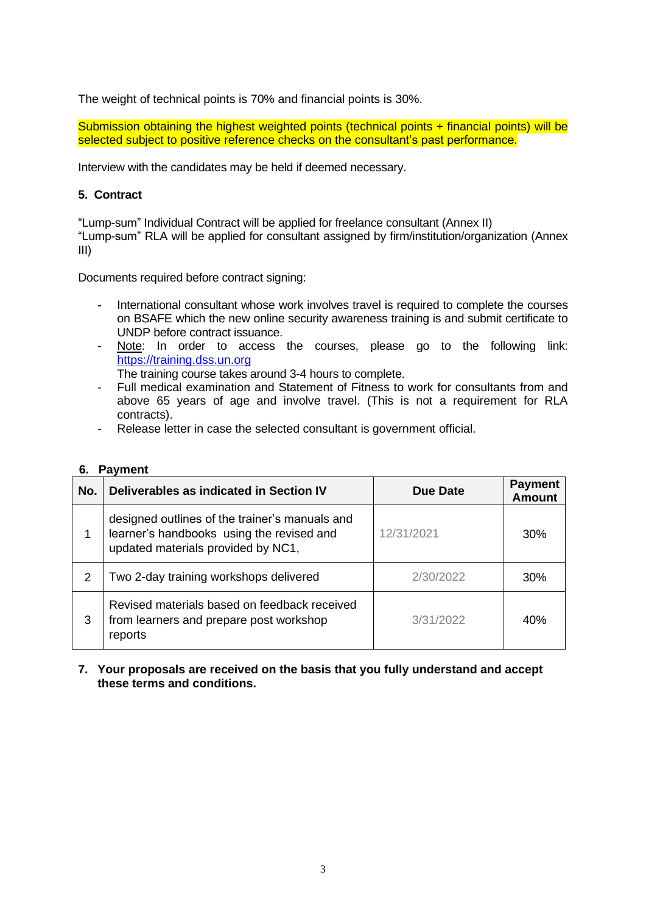The weight of technical points is 70% and financial points is 30%.

Submission obtaining the highest weighted points (technical points + financial points) will be selected subject to positive reference checks on the consultant's past performance.

Interview with the candidates may be held if deemed necessary.

## 5. Contract

"Lump-sum" Individual Contract will be applied for freelance consultant (Annex II)
"Lump-sum" RLA will be applied for consultant assigned by firm/institution/organization (Annex III)

Documents required before contract signing:

- International consultant whose work involves travel is required to complete the courses on BSAFE which the new online security awareness training is and submit certificate to UNDP before contract issuance.
- Note: In order to access the courses, please go to the following link: https://training.dss.un.org
  The training course takes around 3-4 hours to complete.
- Full medical examination and Statement of Fitness to work for consultants from and above 65 years of age and involve travel. (This is not a requirement for RLA contracts).
- Release letter in case the selected consultant is government official.

## 6. Payment

| No. | Deliverables as indicated in Section IV | Due Date | Payment Amount |
|---|---|---|---|
| 1 | designed outlines of the trainer's manuals and learner's handbooks using the revised and updated materials provided by NC1, | 12/31/2021 | 30% |
| 2 | Two 2-day training workshops delivered | 2/30/2022 | 30% |
| 3 | Revised materials based on feedback received from learners and prepare post workshop reports | 3/31/2022 | 40% |

**7. Your proposals are received on the basis that you fully understand and accept these terms and conditions.**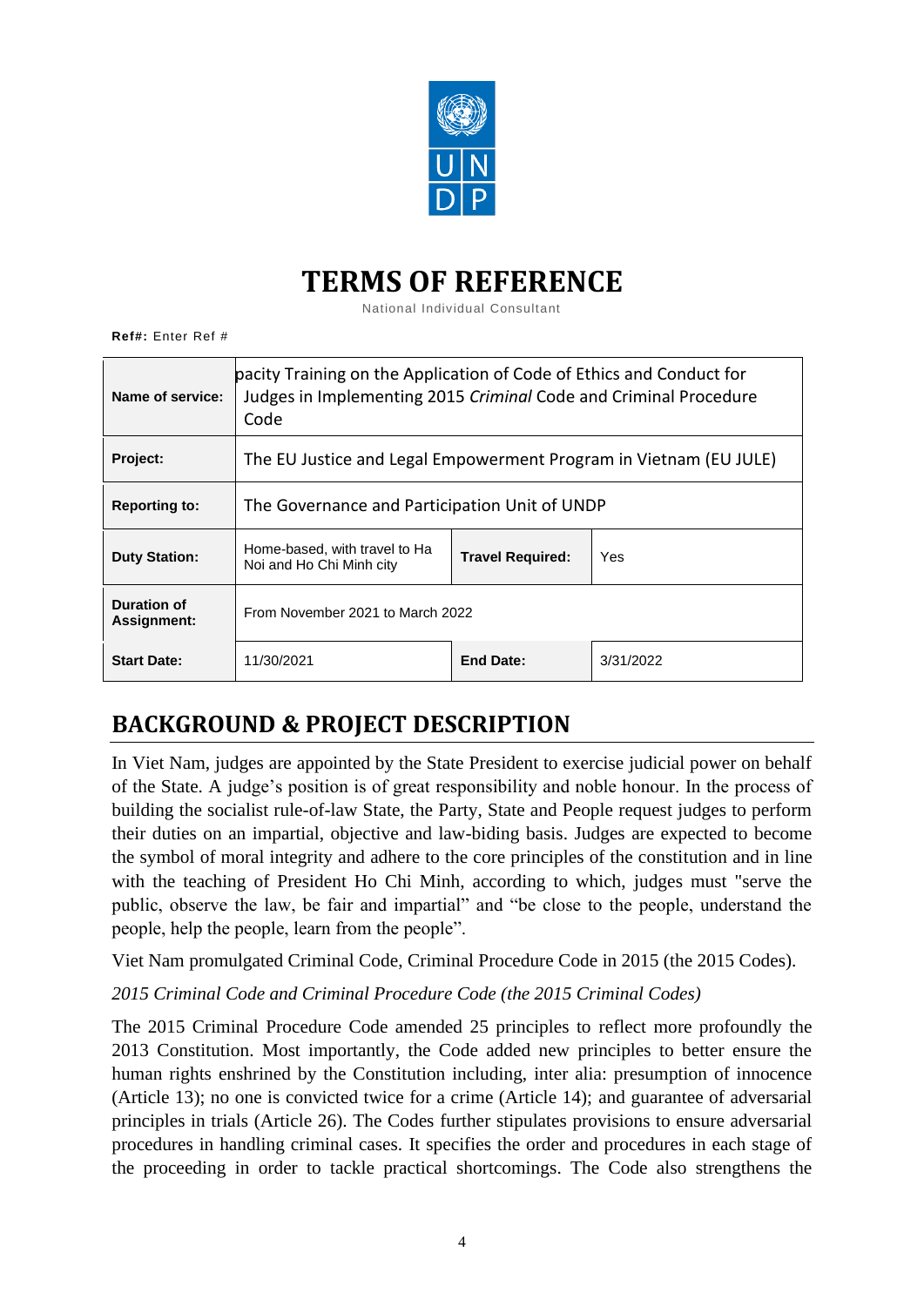# TERMS OF REFERENCE

National Individual Consultant

**Ref#:** Enter Ref #

| | | | |
|---|---|---|---|
| **Name of service:** | pacity Training on the Application of Code of Ethics and Conduct for Judges in Implementing 2015 *Criminal* Code and Criminal Procedure Code | | |
| **Project:** | The EU Justice and Legal Empowerment Program in Vietnam (EU JULE) | | |
| **Reporting to:** | The Governance and Participation Unit of UNDP | | |
| **Duty Station:** | Home-based, with travel to Ha Noi and Ho Chi Minh city | **Travel Required:** | Yes |
| **Duration of Assignment:** | From November 2021 to March 2022 | | |
| **Start Date:** | 11/30/2021 | **End Date:** | 3/31/2022 |

## BACKGROUND & PROJECT DESCRIPTION

In Viet Nam, judges are appointed by the State President to exercise judicial power on behalf of the State. A judge's position is of great responsibility and noble honour. In the process of building the socialist rule-of-law State, the Party, State and People request judges to perform their duties on an impartial, objective and law-biding basis. Judges are expected to become the symbol of moral integrity and adhere to the core principles of the constitution and in line with the teaching of President Ho Chi Minh, according to which, judges must "serve the public, observe the law, be fair and impartial" and "be close to the people, understand the people, help the people, learn from the people".

Viet Nam promulgated Criminal Code, Criminal Procedure Code in 2015 (the 2015 Codes).

*2015 Criminal Code and Criminal Procedure Code (the 2015 Criminal Codes)*

The 2015 Criminal Procedure Code amended 25 principles to reflect more profoundly the 2013 Constitution. Most importantly, the Code added new principles to better ensure the human rights enshrined by the Constitution including, inter alia: presumption of innocence (Article 13); no one is convicted twice for a crime (Article 14); and guarantee of adversarial principles in trials (Article 26). The Codes further stipulates provisions to ensure adversarial procedures in handling criminal cases. It specifies the order and procedures in each stage of the proceeding in order to tackle practical shortcomings. The Code also strengthens the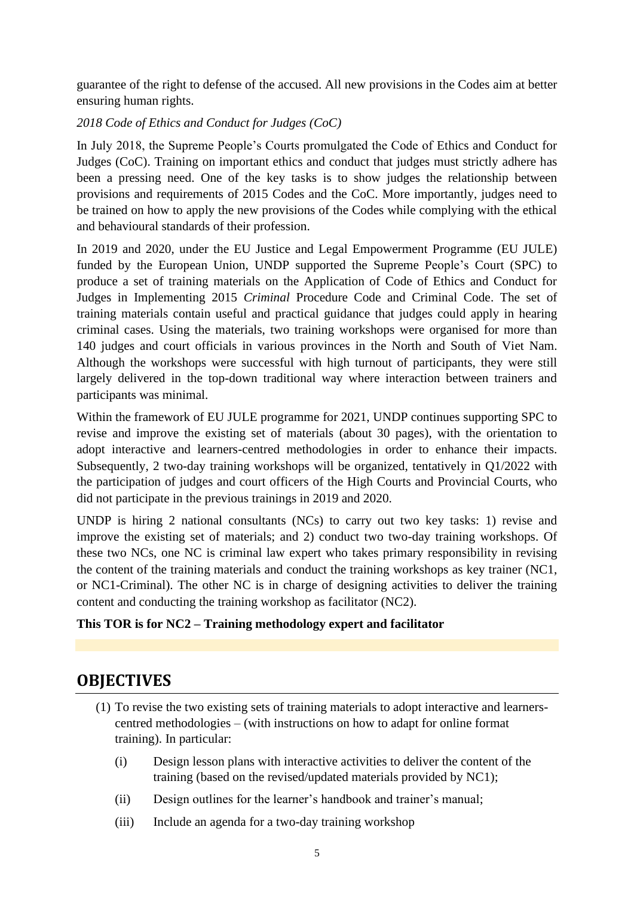guarantee of the right to defense of the accused. All new provisions in the Codes aim at better ensuring human rights.

*2018 Code of Ethics and Conduct for Judges (CoC)*

In July 2018, the Supreme People's Courts promulgated the Code of Ethics and Conduct for Judges (CoC). Training on important ethics and conduct that judges must strictly adhere has been a pressing need. One of the key tasks is to show judges the relationship between provisions and requirements of 2015 Codes and the CoC. More importantly, judges need to be trained on how to apply the new provisions of the Codes while complying with the ethical and behavioural standards of their profession.

In 2019 and 2020, under the EU Justice and Legal Empowerment Programme (EU JULE) funded by the European Union, UNDP supported the Supreme People's Court (SPC) to produce a set of training materials on the Application of Code of Ethics and Conduct for Judges in Implementing 2015 *Criminal* Procedure Code and Criminal Code. The set of training materials contain useful and practical guidance that judges could apply in hearing criminal cases. Using the materials, two training workshops were organised for more than 140 judges and court officials in various provinces in the North and South of Viet Nam. Although the workshops were successful with high turnout of participants, they were still largely delivered in the top-down traditional way where interaction between trainers and participants was minimal.

Within the framework of EU JULE programme for 2021, UNDP continues supporting SPC to revise and improve the existing set of materials (about 30 pages), with the orientation to adopt interactive and learners-centred methodologies in order to enhance their impacts. Subsequently, 2 two-day training workshops will be organized, tentatively in Q1/2022 with the participation of judges and court officers of the High Courts and Provincial Courts, who did not participate in the previous trainings in 2019 and 2020.

UNDP is hiring 2 national consultants (NCs) to carry out two key tasks: 1) revise and improve the existing set of materials; and 2) conduct two two-day training workshops. Of these two NCs, one NC is criminal law expert who takes primary responsibility in revising the content of the training materials and conduct the training workshops as key trainer (NC1, or NC1-Criminal). The other NC is in charge of designing activities to deliver the training content and conducting the training workshop as facilitator (NC2).

**This TOR is for NC2 – Training methodology expert and facilitator**

## OBJECTIVES

(1) To revise the two existing sets of training materials to adopt interactive and learners-centred methodologies – (with instructions on how to adapt for online format training). In particular:

   (i) Design lesson plans with interactive activities to deliver the content of the training (based on the revised/updated materials provided by NC1);

   (ii) Design outlines for the learner's handbook and trainer's manual;

   (iii) Include an agenda for a two-day training workshop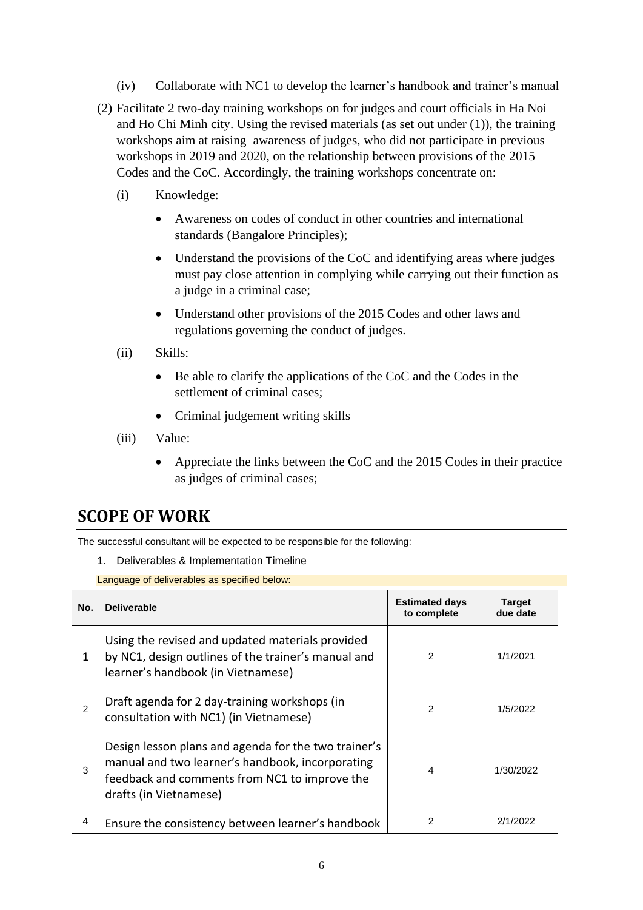(iv) Collaborate with NC1 to develop the learner's handbook and trainer's manual

(2) Facilitate 2 two-day training workshops on for judges and court officials in Ha Noi and Ho Chi Minh city. Using the revised materials (as set out under (1)), the training workshops aim at raising awareness of judges, who did not participate in previous workshops in 2019 and 2020, on the relationship between provisions of the 2015 Codes and the CoC. Accordingly, the training workshops concentrate on:

(i) Knowledge:

- Awareness on codes of conduct in other countries and international standards (Bangalore Principles);
- Understand the provisions of the CoC and identifying areas where judges must pay close attention in complying while carrying out their function as a judge in a criminal case;
- Understand other provisions of the 2015 Codes and other laws and regulations governing the conduct of judges.

(ii) Skills:

- Be able to clarify the applications of the CoC and the Codes in the settlement of criminal cases;
- Criminal judgement writing skills

(iii) Value:

- Appreciate the links between the CoC and the 2015 Codes in their practice as judges of criminal cases;

## SCOPE OF WORK

The successful consultant will be expected to be responsible for the following:

1. Deliverables & Implementation Timeline

Language of deliverables as specified below:

| No. | Deliverable | Estimated days to complete | Target due date |
|---|---|---|---|
| 1 | Using the revised and updated materials provided by NC1, design outlines of the trainer's manual and learner's handbook (in Vietnamese) | 2 | 1/1/2021 |
| 2 | Draft agenda for 2 day-training workshops (in consultation with NC1) (in Vietnamese) | 2 | 1/5/2022 |
| 3 | Design lesson plans and agenda for the two trainer's manual and two learner's handbook, incorporating feedback and comments from NC1 to improve the drafts (in Vietnamese) | 4 | 1/30/2022 |
| 4 | Ensure the consistency between learner's handbook | 2 | 2/1/2022 |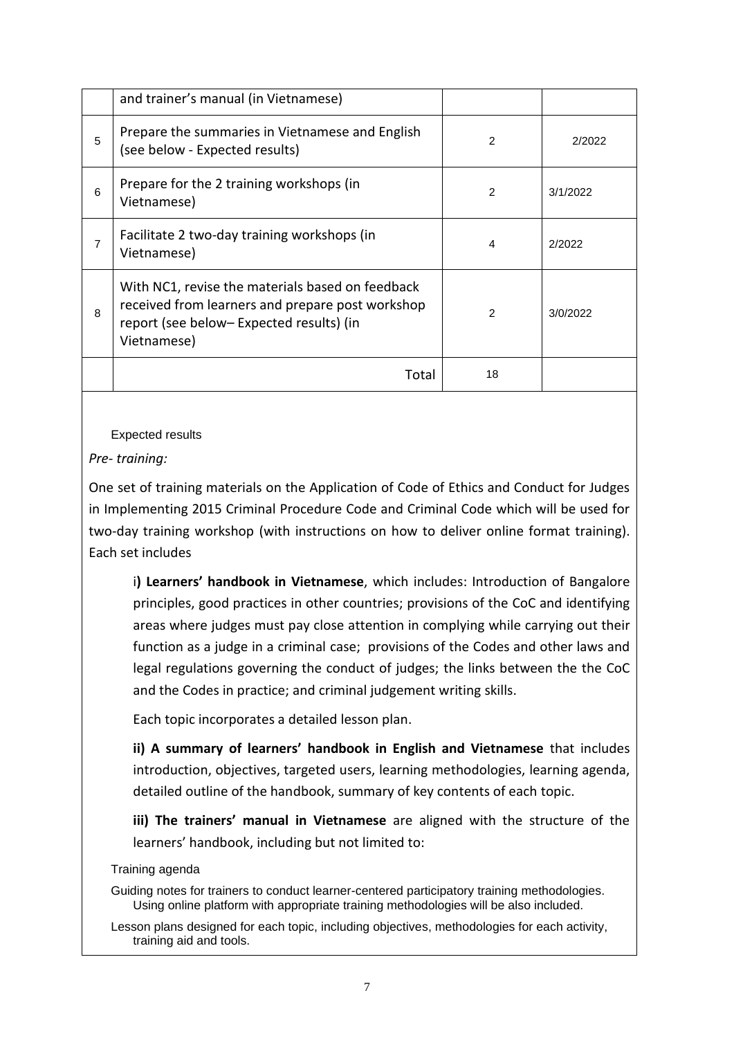| | | | |
|---|---|---|---|
| | and trainer's manual (in Vietnamese) | | |
| 5 | Prepare the summaries in Vietnamese and English (see below - Expected results) | 2 | 2/2022 |
| 6 | Prepare for the 2 training workshops (in Vietnamese) | 2 | 3/1/2022 |
| 7 | Facilitate 2 two-day training workshops (in Vietnamese) | 4 | 2/2022 |
| 8 | With NC1, revise the materials based on feedback received from learners and prepare post workshop report (see below– Expected results) (in Vietnamese) | 2 | 3/0/2022 |
| | Total | 18 | |

Expected results

*Pre- training:*

One set of training materials on the Application of Code of Ethics and Conduct for Judges in Implementing 2015 Criminal Procedure Code and Criminal Code which will be used for two-day training workshop (with instructions on how to deliver online format training). Each set includes

i**) Learners' handbook in Vietnamese**, which includes: Introduction of Bangalore principles, good practices in other countries; provisions of the CoC and identifying areas where judges must pay close attention in complying while carrying out their function as a judge in a criminal case; provisions of the Codes and other laws and legal regulations governing the conduct of judges; the links between the the CoC and the Codes in practice; and criminal judgement writing skills.

Each topic incorporates a detailed lesson plan.

**ii) A summary of learners' handbook in English and Vietnamese** that includes introduction, objectives, targeted users, learning methodologies, learning agenda, detailed outline of the handbook, summary of key contents of each topic.

**iii) The trainers' manual in Vietnamese** are aligned with the structure of the learners' handbook, including but not limited to:

- Training agenda
- Guiding notes for trainers to conduct learner-centered participatory training methodologies. Using online platform with appropriate training methodologies will be also included.
- Lesson plans designed for each topic, including objectives, methodologies for each activity, training aid and tools.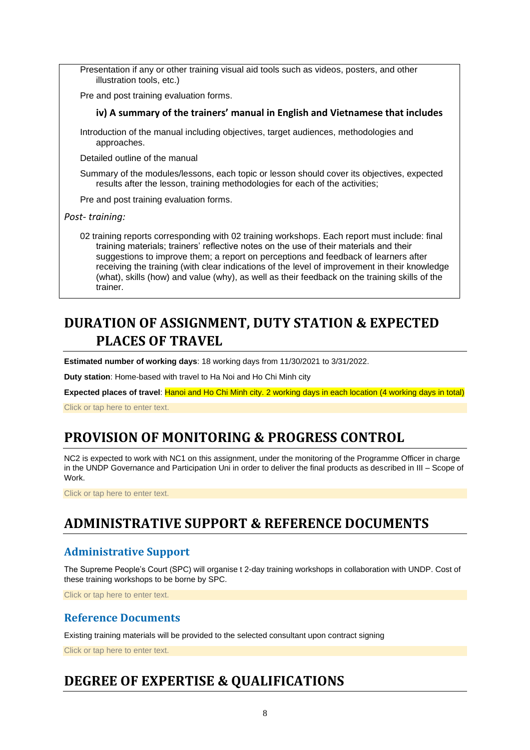Presentation if any or other training visual aid tools such as videos, posters, and other illustration tools, etc.)

Pre and post training evaluation forms.

**iv) A summary of the trainers' manual in English and Vietnamese that includes**

Introduction of the manual including objectives, target audiences, methodologies and approaches.

Detailed outline of the manual

Summary of the modules/lessons, each topic or lesson should cover its objectives, expected results after the lesson, training methodologies for each of the activities;

Pre and post training evaluation forms.

*Post- training:*

02 training reports corresponding with 02 training workshops. Each report must include: final training materials; trainers' reflective notes on the use of their materials and their suggestions to improve them; a report on perceptions and feedback of learners after receiving the training (with clear indications of the level of improvement in their knowledge (what), skills (how) and value (why), as well as their feedback on the training skills of the trainer.

# DURATION OF ASSIGNMENT, DUTY STATION & EXPECTED PLACES OF TRAVEL

**Estimated number of working days**: 18 working days from 11/30/2021 to 3/31/2022.

**Duty station**: Home-based with travel to Ha Noi and Ho Chi Minh city

**Expected places of travel**: Hanoi and Ho Chi Minh city. 2 working days in each location (4 working days in total)

Click or tap here to enter text.

# PROVISION OF MONITORING & PROGRESS CONTROL

NC2 is expected to work with NC1 on this assignment, under the monitoring of the Programme Officer in charge in the UNDP Governance and Participation Uni in order to deliver the final products as described in III – Scope of Work.

Click or tap here to enter text.

# ADMINISTRATIVE SUPPORT & REFERENCE DOCUMENTS

## Administrative Support

The Supreme People's Court (SPC) will organise t 2-day training workshops in collaboration with UNDP. Cost of these training workshops to be borne by SPC.

Click or tap here to enter text.

## Reference Documents

Existing training materials will be provided to the selected consultant upon contract signing

Click or tap here to enter text.

# DEGREE OF EXPERTISE & QUALIFICATIONS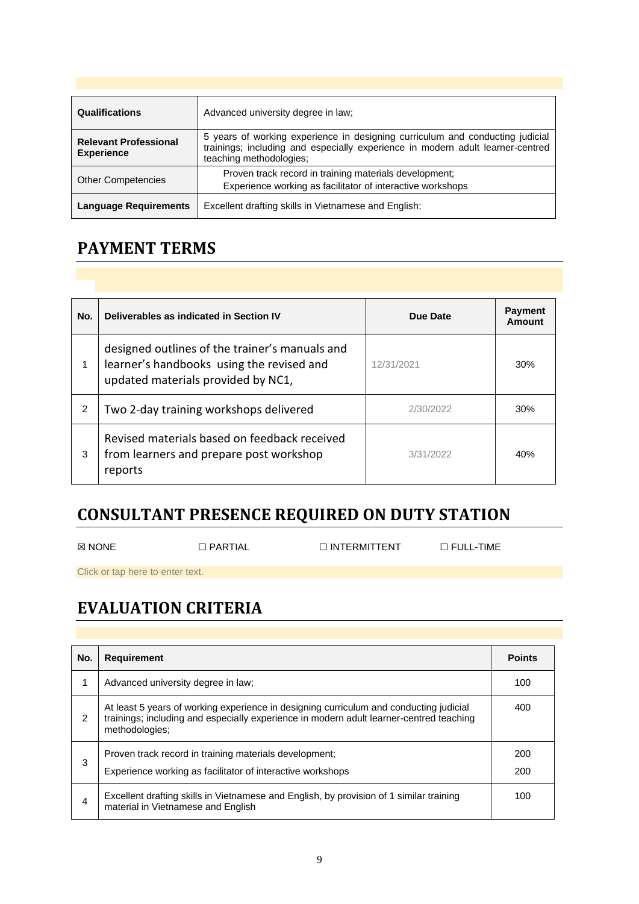| | |
|---|---|
| **Qualifications** | Advanced university degree in law; |
| **Relevant Professional Experience** | 5 years of working experience in designing curriculum and conducting judicial trainings; including and especially experience in modern adult learner-centred teaching methodologies; |
| Other Competencies | Proven track record in training materials development;<br>Experience working as facilitator of interactive workshops |
| **Language Requirements** | Excellent drafting skills in Vietnamese and English; |

## PAYMENT TERMS

| No. | Deliverables as indicated in Section IV | Due Date | Payment Amount |
|---|---|---|---|
| 1 | designed outlines of the trainer's manuals and learner's handbooks using the revised and updated materials provided by NC1, | 12/31/2021 | 30% |
| 2 | Two 2-day training workshops delivered | 2/30/2022 | 30% |
| 3 | Revised materials based on feedback received from learners and prepare post workshop reports | 3/31/2022 | 40% |

## CONSULTANT PRESENCE REQUIRED ON DUTY STATION

☒ NONE ☐ PARTIAL ☐ INTERMITTENT ☐ FULL-TIME

Click or tap here to enter text.

## EVALUATION CRITERIA

| No. | Requirement | Points |
|---|---|---|
| 1 | Advanced university degree in law; | 100 |
| 2 | At least 5 years of working experience in designing curriculum and conducting judicial trainings; including and especially experience in modern adult learner-centred teaching methodologies; | 400 |
| 3 | Proven track record in training materials development;<br>Experience working as facilitator of interactive workshops | 200<br>200 |
| 4 | Excellent drafting skills in Vietnamese and English, by provision of 1 similar training material in Vietnamese and English | 100 |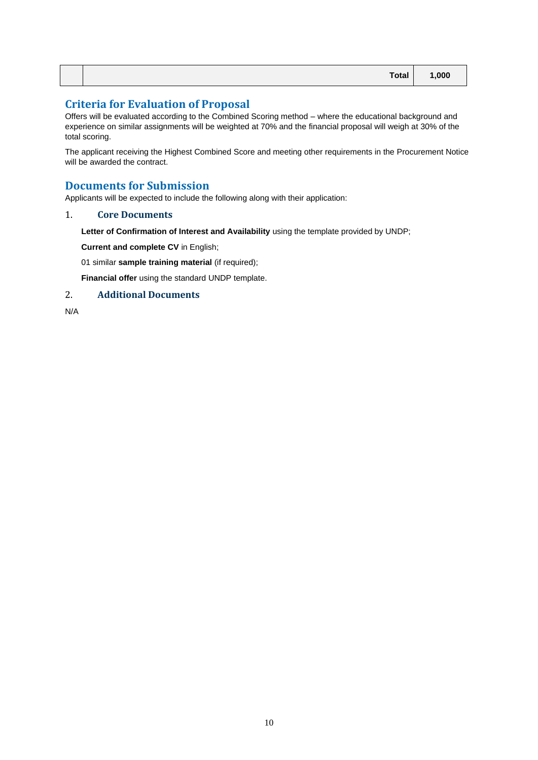| | | | |
|---|---|---|---|
| | | **Total** | **1,000** |

## Criteria for Evaluation of Proposal

Offers will be evaluated according to the Combined Scoring method – where the educational background and experience on similar assignments will be weighted at 70% and the financial proposal will weigh at 30% of the total scoring.

The applicant receiving the Highest Combined Score and meeting other requirements in the Procurement Notice will be awarded the contract.

## Documents for Submission

Applicants will be expected to include the following along with their application:

### 1. Core Documents

**Letter of Confirmation of Interest and Availability** using the template provided by UNDP;

**Current and complete CV** in English;

01 similar **sample training material** (if required);

**Financial offer** using the standard UNDP template.

### 2. Additional Documents

N/A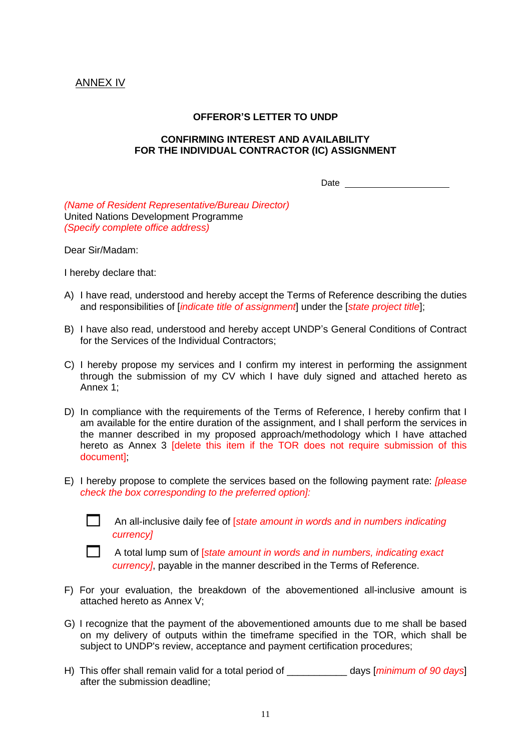<u>ANNEX IV</u>

**OFFEROR'S LETTER TO UNDP**

**CONFIRMING INTEREST AND AVAILABILITY**
**FOR THE INDIVIDUAL CONTRACTOR (IC) ASSIGNMENT**

Date ____________________

*(Name of Resident Representative/Bureau Director)*
United Nations Development Programme
*(Specify complete office address)*

Dear Sir/Madam:

I hereby declare that:

A) I have read, understood and hereby accept the Terms of Reference describing the duties and responsibilities of [*indicate title of assignment*] under the [*state project title*];

B) I have also read, understood and hereby accept UNDP's General Conditions of Contract for the Services of the Individual Contractors;

C) I hereby propose my services and I confirm my interest in performing the assignment through the submission of my CV which I have duly signed and attached hereto as Annex 1;

D) In compliance with the requirements of the Terms of Reference, I hereby confirm that I am available for the entire duration of the assignment, and I shall perform the services in the manner described in my proposed approach/methodology which I have attached hereto as Annex 3 [delete this item if the TOR does not require submission of this document];

E) I hereby propose to complete the services based on the following payment rate: *[please check the box corresponding to the preferred option]:*

☐ An all-inclusive daily fee of [*state amount in words and in numbers indicating currency]*

☐ A total lump sum of [*state amount in words and in numbers, indicating exact currency]*, payable in the manner described in the Terms of Reference.

F) For your evaluation, the breakdown of the abovementioned all-inclusive amount is attached hereto as Annex V;

G) I recognize that the payment of the abovementioned amounts due to me shall be based on my delivery of outputs within the timeframe specified in the TOR, which shall be subject to UNDP's review, acceptance and payment certification procedures;

H) This offer shall remain valid for a total period of ___________ days [*minimum of 90 days*] after the submission deadline;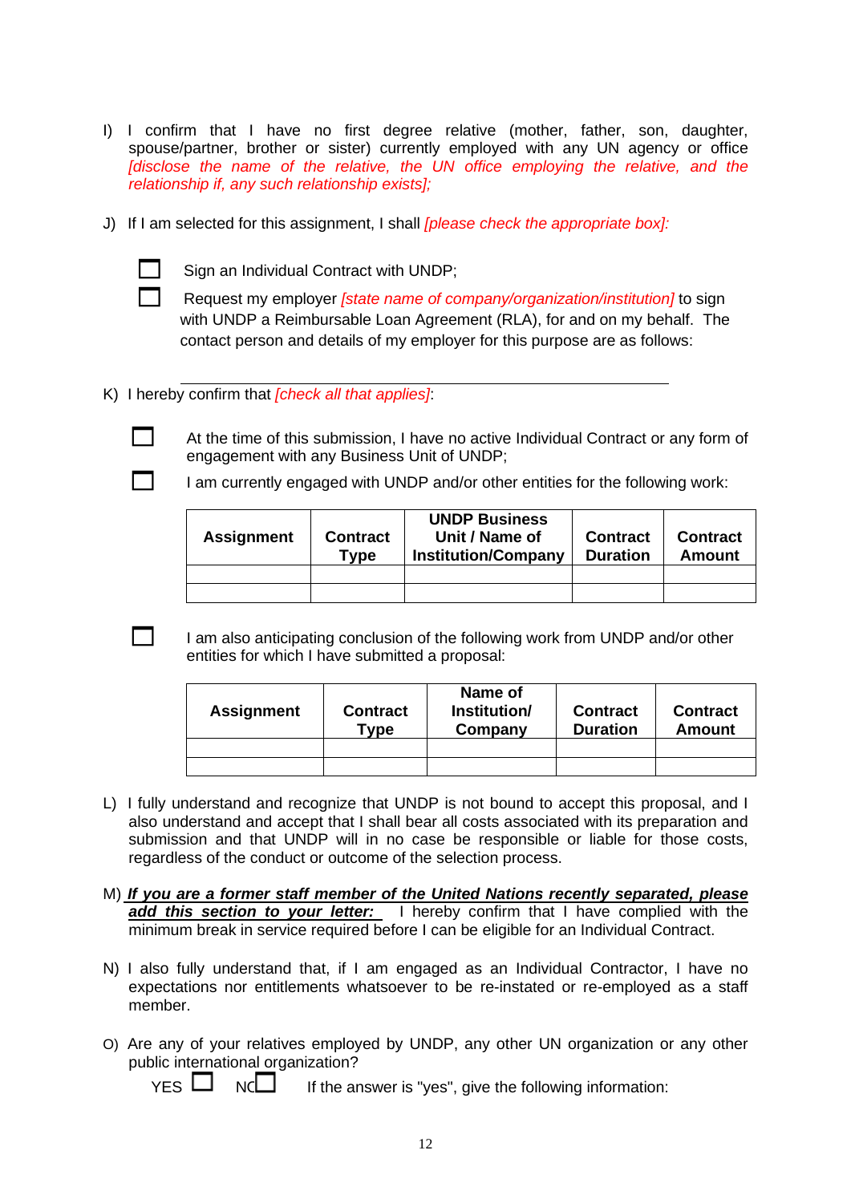I) I confirm that I have no first degree relative (mother, father, son, daughter, spouse/partner, brother or sister) currently employed with any UN agency or office *[disclose the name of the relative, the UN office employing the relative, and the relationship if, any such relationship exists];*

J) If I am selected for this assignment, I shall *[please check the appropriate box]:*

☐ Sign an Individual Contract with UNDP;

☐ Request my employer *[state name of company/organization/institution]* to sign with UNDP a Reimbursable Loan Agreement (RLA), for and on my behalf. The contact person and details of my employer for this purpose are as follows:

\_\_\_\_\_\_\_\_\_\_\_\_\_\_\_\_\_\_\_\_\_\_\_\_\_\_\_\_\_\_\_\_\_\_\_\_\_\_\_\_\_\_\_\_\_\_\_\_\_\_

K) I hereby confirm that *[check all that applies]*:

☐ At the time of this submission, I have no active Individual Contract or any form of engagement with any Business Unit of UNDP;

☐ I am currently engaged with UNDP and/or other entities for the following work:

| Assignment | Contract Type | UNDP Business Unit / Name of Institution/Company | Contract Duration | Contract Amount |
|---|---|---|---|---|
| | | | | |
| | | | | |

☐ I am also anticipating conclusion of the following work from UNDP and/or other entities for which I have submitted a proposal:

| Assignment | Contract Type | Name of Institution/ Company | Contract Duration | Contract Amount |
|---|---|---|---|---|
| | | | | |
| | | | | |

L) I fully understand and recognize that UNDP is not bound to accept this proposal, and I also understand and accept that I shall bear all costs associated with its preparation and submission and that UNDP will in no case be responsible or liable for those costs, regardless of the conduct or outcome of the selection process.

M) ***If you are a former staff member of the United Nations recently separated, please add this section to your letter:*** I hereby confirm that I have complied with the minimum break in service required before I can be eligible for an Individual Contract.

N) I also fully understand that, if I am engaged as an Individual Contractor, I have no expectations nor entitlements whatsoever to be re-instated or re-employed as a staff member.

O) Are any of your relatives employed by UNDP, any other UN organization or any other public international organization?

YES ☐ NO ☐ If the answer is "yes", give the following information: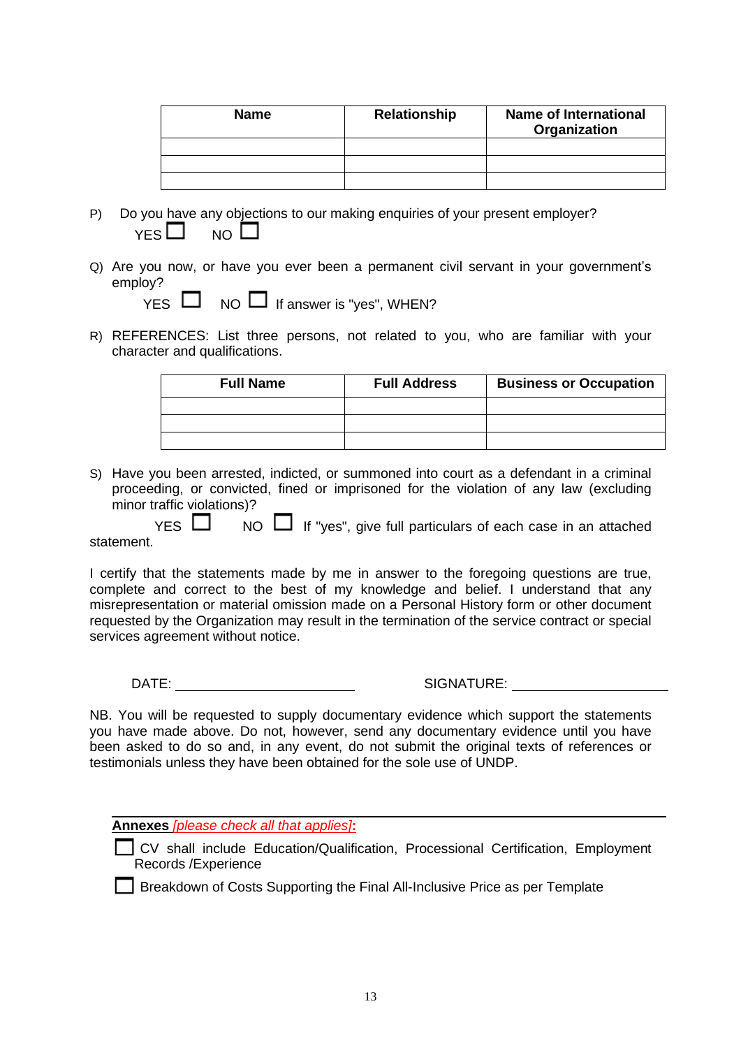| Name | Relationship | Name of International Organization |
|---|---|---|
| | | |
| | | |
| | | |

P) Do you have any objections to our making enquiries of your present employer?
YES ☐ NO ☐

Q) Are you now, or have you ever been a permanent civil servant in your government's employ?
YES ☐ NO ☐ If answer is "yes", WHEN?

R) REFERENCES: List three persons, not related to you, who are familiar with your character and qualifications.

| Full Name | Full Address | Business or Occupation |
|---|---|---|
| | | |
| | | |
| | | |

S) Have you been arrested, indicted, or summoned into court as a defendant in a criminal proceeding, or convicted, fined or imprisoned for the violation of any law (excluding minor traffic violations)?
YES ☐ NO ☐ If "yes", give full particulars of each case in an attached statement.

I certify that the statements made by me in answer to the foregoing questions are true, complete and correct to the best of my knowledge and belief. I understand that any misrepresentation or material omission made on a Personal History form or other document requested by the Organization may result in the termination of the service contract or special services agreement without notice.

DATE: ______________________ SIGNATURE: ______________________

NB. You will be requested to supply documentary evidence which support the statements you have made above. Do not, however, send any documentary evidence until you have been asked to do so and, in any event, do not submit the original texts of references or testimonials unless they have been obtained for the sole use of UNDP.

**Annexes** *[please check all that applies]***:**

☐ CV shall include Education/Qualification, Processional Certification, Employment Records /Experience

☐ Breakdown of Costs Supporting the Final All-Inclusive Price as per Template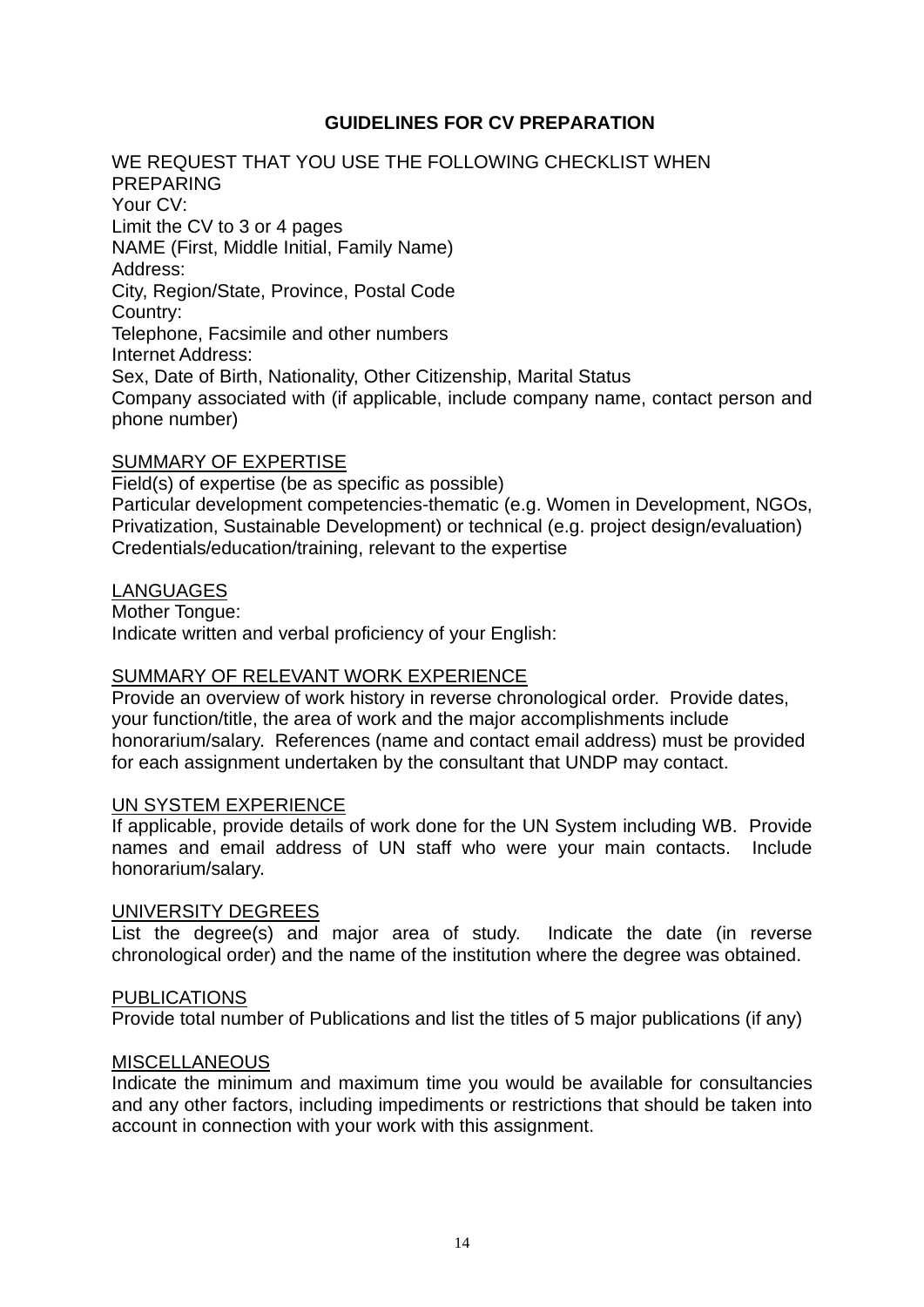## GUIDELINES FOR CV PREPARATION

WE REQUEST THAT YOU USE THE FOLLOWING CHECKLIST WHEN PREPARING
Your CV:
Limit the CV to 3 or 4 pages
NAME (First, Middle Initial, Family Name)
Address:
City, Region/State, Province, Postal Code
Country:
Telephone, Facsimile and other numbers
Internet Address:
Sex, Date of Birth, Nationality, Other Citizenship, Marital Status
Company associated with (if applicable, include company name, contact person and phone number)

SUMMARY OF EXPERTISE
Field(s) of expertise (be as specific as possible)
Particular development competencies-thematic (e.g. Women in Development, NGOs, Privatization, Sustainable Development) or technical (e.g. project design/evaluation)
Credentials/education/training, relevant to the expertise

LANGUAGES
Mother Tongue:
Indicate written and verbal proficiency of your English:

SUMMARY OF RELEVANT WORK EXPERIENCE
Provide an overview of work history in reverse chronological order. Provide dates, your function/title, the area of work and the major accomplishments include honorarium/salary. References (name and contact email address) must be provided for each assignment undertaken by the consultant that UNDP may contact.

UN SYSTEM EXPERIENCE
If applicable, provide details of work done for the UN System including WB. Provide names and email address of UN staff who were your main contacts. Include honorarium/salary.

UNIVERSITY DEGREES
List the degree(s) and major area of study. Indicate the date (in reverse chronological order) and the name of the institution where the degree was obtained.

PUBLICATIONS
Provide total number of Publications and list the titles of 5 major publications (if any)

MISCELLANEOUS
Indicate the minimum and maximum time you would be available for consultancies and any other factors, including impediments or restrictions that should be taken into account in connection with your work with this assignment.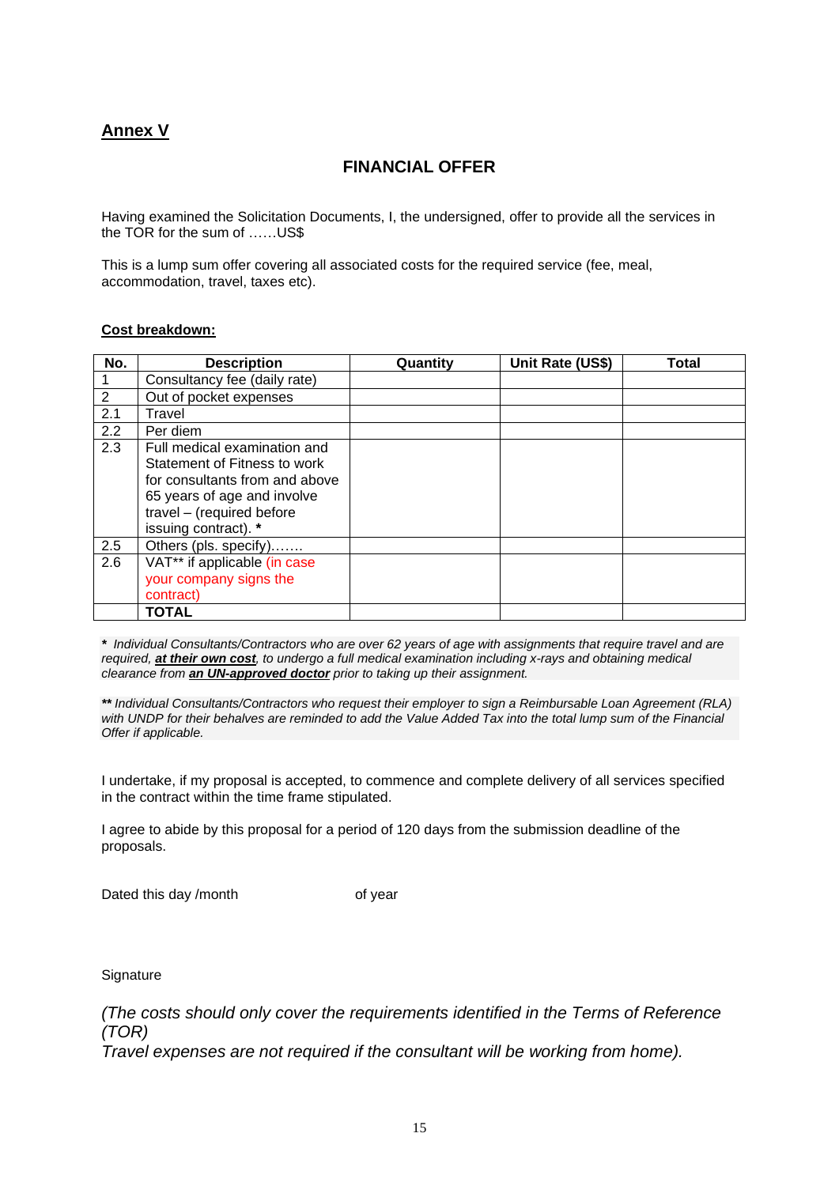## Annex V

### FINANCIAL OFFER

Having examined the Solicitation Documents, I, the undersigned, offer to provide all the services in the TOR for the sum of ……US$

This is a lump sum offer covering all associated costs for the required service (fee, meal, accommodation, travel, taxes etc).

**Cost breakdown:**

| No. | Description | Quantity | Unit Rate (US$) | Total |
|---|---|---|---|---|
| 1 | Consultancy fee (daily rate) | | | |
| 2 | Out of pocket expenses | | | |
| 2.1 | Travel | | | |
| 2.2 | Per diem | | | |
| 2.3 | Full medical examination and Statement of Fitness to work for consultants from and above 65 years of age and involve travel – (required before issuing contract). **\*** | | | |
| 2.5 | Others (pls. specify)……. | | | |
| 2.6 | VAT** if applicable (in case your company signs the contract) | | | |
| | **TOTAL** | | | |

***** *Individual Consultants/Contractors who are over 62 years of age with assignments that require travel and are required, **at their own cost**, to undergo a full medical examination including x-rays and obtaining medical clearance from **an UN-approved doctor** prior to taking up their assignment.*

***\*\**** *Individual Consultants/Contractors who request their employer to sign a Reimbursable Loan Agreement (RLA) with UNDP for their behalves are reminded to add the Value Added Tax into the total lump sum of the Financial Offer if applicable.*

I undertake, if my proposal is accepted, to commence and complete delivery of all services specified in the contract within the time frame stipulated.

I agree to abide by this proposal for a period of 120 days from the submission deadline of the proposals.

Dated this day /month of year

Signature

*(The costs should only cover the requirements identified in the Terms of Reference (TOR)*
*Travel expenses are not required if the consultant will be working from home).*